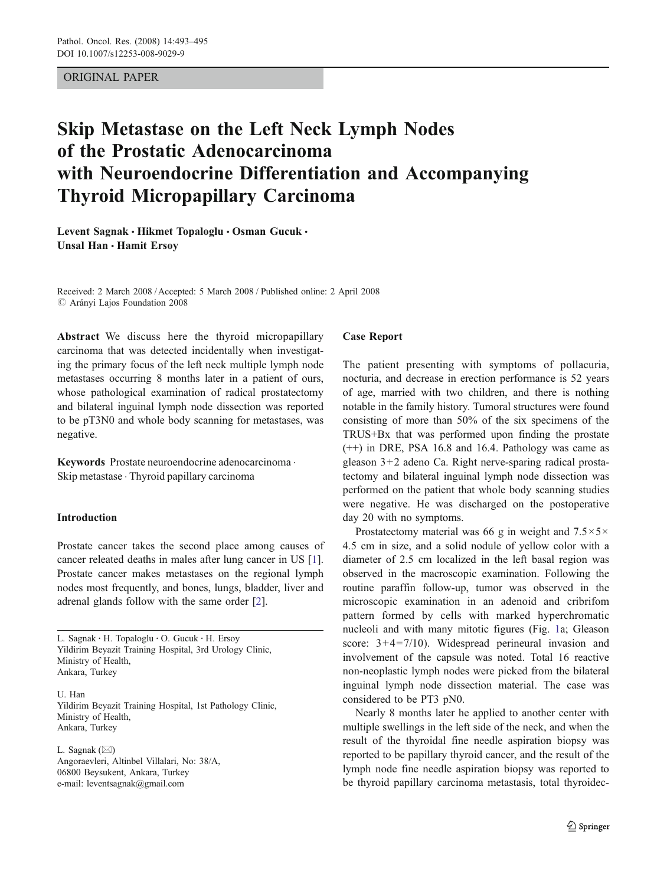ORIGINAL PAPER

# Skip Metastase on the Left Neck Lymph Nodes of the Prostatic Adenocarcinoma with Neuroendocrine Differentiation and Accompanying Thyroid Micropapillary Carcinoma

**Levent Sagnak · Hikmet Topaloglu · Osman Gucuk · Unsal Han · Hamit Ersoy**

Received: 2 March 2008 / Accepted: 5 March 2008 / Published online: 2 April 2008
© Arányi Lajos Foundation 2008

**Abstract** We discuss here the thyroid micropapillary carcinoma that was detected incidentally when investigating the primary focus of the left neck multiple lymph node metastases occurring 8 months later in a patient of ours, whose pathological examination of radical prostatectomy and bilateral inguinal lymph node dissection was reported to be pT3N0 and whole body scanning for metastases, was negative.

**Keywords** Prostate neuroendocrine adenocarcinoma · Skip metastase · Thyroid papillary carcinoma

## Introduction

Prostate cancer takes the second place among causes of cancer releated deaths in males after lung cancer in US [1]. Prostate cancer makes metastases on the regional lymph nodes most frequently, and bones, lungs, bladder, liver and adrenal glands follow with the same order [2].

L. Sagnak · H. Topaloglu · O. Gucuk · H. Ersoy
Yildirim Beyazit Training Hospital, 3rd Urology Clinic, Ministry of Health, Ankara, Turkey

U. Han
Yildirim Beyazit Training Hospital, 1st Pathology Clinic, Ministry of Health, Ankara, Turkey

L. Sagnak (✉)
Angoraevleri, Altinbel Villalari, No: 38/A, 06800 Beysukent, Ankara, Turkey
e-mail: leventsagnak@gmail.com

## Case Report

The patient presenting with symptoms of pollacuria, nocturia, and decrease in erection performance is 52 years of age, married with two children, and there is nothing notable in the family history. Tumoral structures were found consisting of more than 50% of the six specimens of the TRUS+Bx that was performed upon finding the prostate (++) in DRE, PSA 16.8 and 16.4. Pathology was came as gleason 3+2 adeno Ca. Right nerve-sparing radical prostatectomy and bilateral inguinal lymph node dissection was performed on the patient that whole body scanning studies were negative. He was discharged on the postoperative day 20 with no symptoms.

Prostatectomy material was 66 g in weight and 7.5×5×4.5 cm in size, and a solid nodule of yellow color with a diameter of 2.5 cm localized in the left basal region was observed in the macroscopic examination. Following the routine paraffin follow-up, tumor was observed in the microscopic examination in an adenoid and cribrifom pattern formed by cells with marked hyperchromatic nucleoli and with many mitotic figures (Fig. 1a; Gleason score: 3+4=7/10). Widespread perineural invasion and involvement of the capsule was noted. Total 16 reactive non-neoplastic lymph nodes were picked from the bilateral inguinal lymph node dissection material. The case was considered to be PT3 pN0.

Nearly 8 months later he applied to another center with multiple swellings in the left side of the neck, and when the result of the thyroidal fine needle aspiration biopsy was reported to be papillary thyroid cancer, and the result of the lymph node fine needle aspiration biopsy was reported to be thyroid papillary carcinoma metastasis, total thyroidec-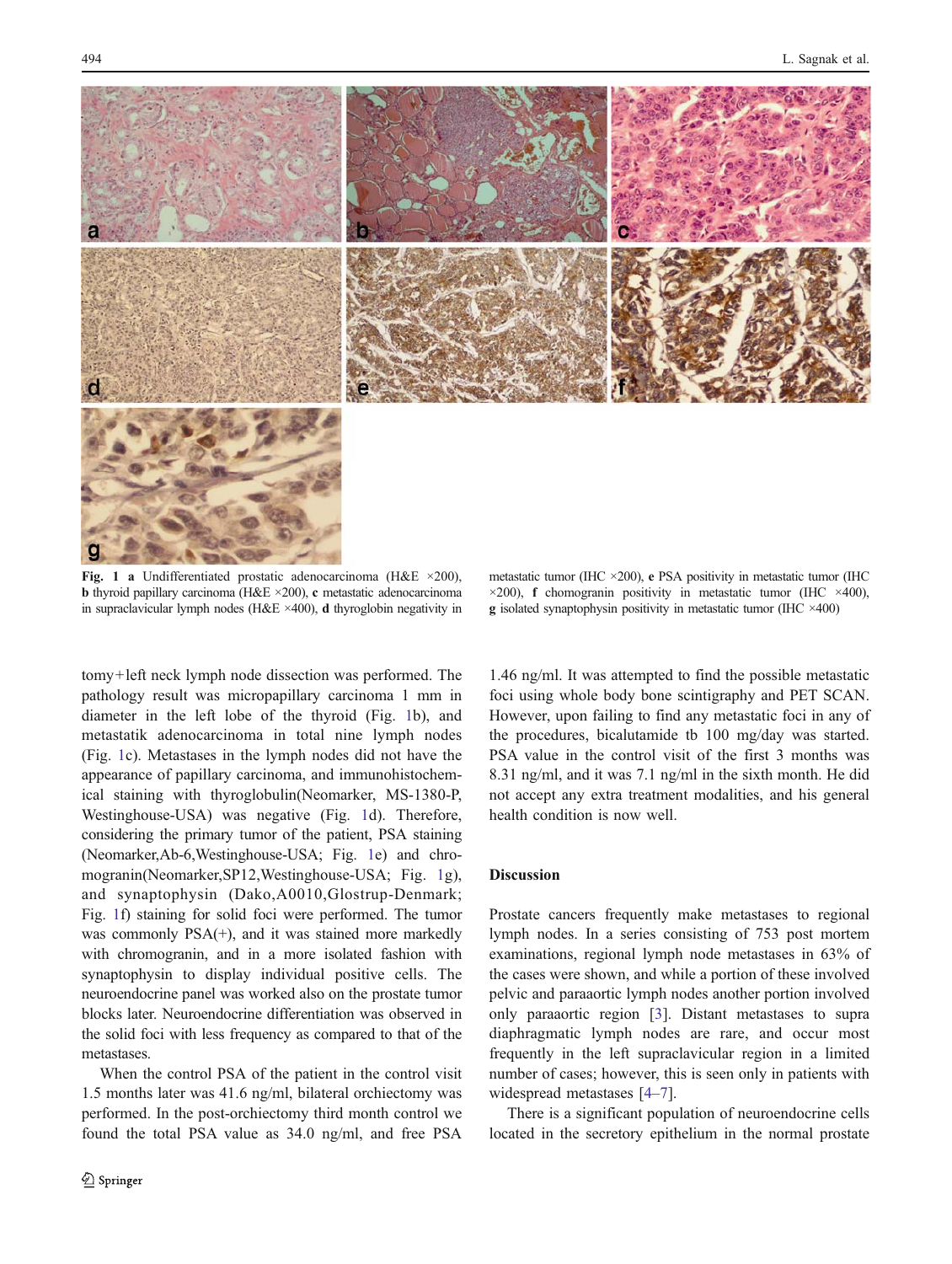**Fig. 1** **a** Undifferentiated prostatic adenocarcinoma (H&E ×200), **b** thyroid papillary carcinoma (H&E ×200), **c** metastatic adenocarcinoma in supraclavicular lymph nodes (H&E ×400), **d** thyroglobin negativity in metastatic tumor (IHC ×200), **e** PSA positivity in metastatic tumor (IHC ×200), **f** chomogranin positivity in metastatic tumor (IHC ×400), **g** isolated synaptophysin positivity in metastatic tumor (IHC ×400)

tomy+left neck lymph node dissection was performed. The pathology result was micropapillary carcinoma 1 mm in diameter in the left lobe of the thyroid (Fig. 1b), and metastatik adenocarcinoma in total nine lymph nodes (Fig. 1c). Metastases in the lymph nodes did not have the appearance of papillary carcinoma, and immunohistochemical staining with thyroglobulin(Neomarker, MS-1380-P, Westinghouse-USA) was negative (Fig. 1d). Therefore, considering the primary tumor of the patient, PSA staining (Neomarker,Ab-6,Westinghouse-USA; Fig. 1e) and chromogranin(Neomarker,SP12,Westinghouse-USA; Fig. 1g), and synaptophysin (Dako,A0010,Glostrup-Denmark; Fig. 1f) staining for solid foci were performed. The tumor was commonly PSA(+), and it was stained more markedly with chromogranin, and in a more isolated fashion with synaptophysin to display individual positive cells. The neuroendocrine panel was worked also on the prostate tumor blocks later. Neuroendocrine differentiation was observed in the solid foci with less frequency as compared to that of the metastases.

When the control PSA of the patient in the control visit 1.5 months later was 41.6 ng/ml, bilateral orchiectomy was performed. In the post-orchiectomy third month control we found the total PSA value as 34.0 ng/ml, and free PSA 1.46 ng/ml. It was attempted to find the possible metastatic foci using whole body bone scintigraphy and PET SCAN. However, upon failing to find any metastatic foci in any of the procedures, bicalutamide tb 100 mg/day was started. PSA value in the control visit of the first 3 months was 8.31 ng/ml, and it was 7.1 ng/ml in the sixth month. He did not accept any extra treatment modalities, and his general health condition is now well.

## Discussion

Prostate cancers frequently make metastases to regional lymph nodes. In a series consisting of 753 post mortem examinations, regional lymph node metastases in 63% of the cases were shown, and while a portion of these involved pelvic and paraaortic lymph nodes another portion involved only paraaortic region [3]. Distant metastases to supra diaphragmatic lymph nodes are rare, and occur most frequently in the left supraclavicular region in a limited number of cases; however, this is seen only in patients with widespread metastases [4–7].

There is a significant population of neuroendocrine cells located in the secretory epithelium in the normal prostate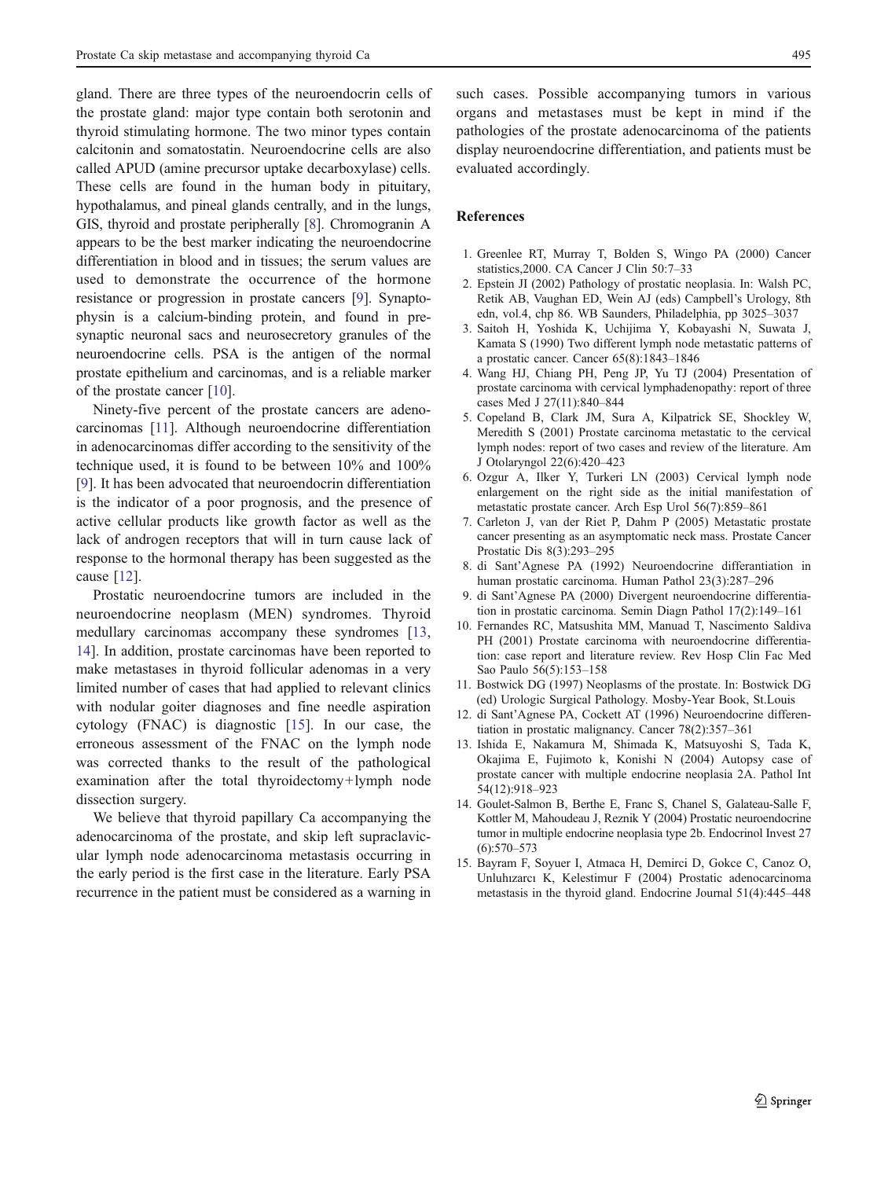gland. There are three types of the neuroendocrin cells of the prostate gland: major type contain both serotonin and thyroid stimulating hormone. The two minor types contain calcitonin and somatostatin. Neuroendocrine cells are also called APUD (amine precursor uptake decarboxylase) cells. These cells are found in the human body in pituitary, hypothalamus, and pineal glands centrally, and in the lungs, GIS, thyroid and prostate peripherally [8]. Chromogranin A appears to be the best marker indicating the neuroendocrine differentiation in blood and in tissues; the serum values are used to demonstrate the occurrence of the hormone resistance or progression in prostate cancers [9]. Synaptophysin is a calcium-binding protein, and found in presynaptic neuronal sacs and neurosecretory granules of the neuroendocrine cells. PSA is the antigen of the normal prostate epithelium and carcinomas, and is a reliable marker of the prostate cancer [10].

Ninety-five percent of the prostate cancers are adenocarcinomas [11]. Although neuroendocrine differentiation in adenocarcinomas differ according to the sensitivity of the technique used, it is found to be between 10% and 100% [9]. It has been advocated that neuroendocrin differentiation is the indicator of a poor prognosis, and the presence of active cellular products like growth factor as well as the lack of androgen receptors that will in turn cause lack of response to the hormonal therapy has been suggested as the cause [12].

Prostatic neuroendocrine tumors are included in the neuroendocrine neoplasm (MEN) syndromes. Thyroid medullary carcinomas accompany these syndromes [13, 14]. In addition, prostate carcinomas have been reported to make metastases in thyroid follicular adenomas in a very limited number of cases that had applied to relevant clinics with nodular goiter diagnoses and fine needle aspiration cytology (FNAC) is diagnostic [15]. In our case, the erroneous assessment of the FNAC on the lymph node was corrected thanks to the result of the pathological examination after the total thyroidectomy+lymph node dissection surgery.

We believe that thyroid papillary Ca accompanying the adenocarcinoma of the prostate, and skip left supraclavicular lymph node adenocarcinoma metastasis occurring in the early period is the first case in the literature. Early PSA recurrence in the patient must be considered as a warning in such cases. Possible accompanying tumors in various organs and metastases must be kept in mind if the pathologies of the prostate adenocarcinoma of the patients display neuroendocrine differentiation, and patients must be evaluated accordingly.

## References

1. Greenlee RT, Murray T, Bolden S, Wingo PA (2000) Cancer statistics,2000. CA Cancer J Clin 50:7–33
2. Epstein JI (2002) Pathology of prostatic neoplasia. In: Walsh PC, Retik AB, Vaughan ED, Wein AJ (eds) Campbell's Urology, 8th edn, vol.4, chp 86. WB Saunders, Philadelphia, pp 3025–3037
3. Saitoh H, Yoshida K, Uchijima Y, Kobayashi N, Suwata J, Kamata S (1990) Two different lymph node metastatic patterns of a prostatic cancer. Cancer 65(8):1843–1846
4. Wang HJ, Chiang PH, Peng JP, Yu TJ (2004) Presentation of prostate carcinoma with cervical lymphadenopathy: report of three cases Med J 27(11):840–844
5. Copeland B, Clark JM, Sura A, Kilpatrick SE, Shockley W, Meredith S (2001) Prostate carcinoma metastatic to the cervical lymph nodes: report of two cases and review of the literature. Am J Otolaryngol 22(6):420–423
6. Ozgur A, Ilker Y, Turkeri LN (2003) Cervical lymph node enlargement on the right side as the initial manifestation of metastatic prostate cancer. Arch Esp Urol 56(7):859–861
7. Carleton J, van der Riet P, Dahm P (2005) Metastatic prostate cancer presenting as an asymptomatic neck mass. Prostate Cancer Prostatic Dis 8(3):293–295
8. di Sant'Agnese PA (1992) Neuroendocrine differantiation in human prostatic carcinoma. Human Pathol 23(3):287–296
9. di Sant'Agnese PA (2000) Divergent neuroendocrine differentiation in prostatic carcinoma. Semin Diagn Pathol 17(2):149–161
10. Fernandes RC, Matsushita MM, Manuad T, Nascimento Saldiva PH (2001) Prostate carcinoma with neuroendocrine differentiation: case report and literature review. Rev Hosp Clin Fac Med Sao Paulo 56(5):153–158
11. Bostwick DG (1997) Neoplasms of the prostate. In: Bostwick DG (ed) Urologic Surgical Pathology. Mosby-Year Book, St.Louis
12. di Sant'Agnese PA, Cockett AT (1996) Neuroendocrine differentiation in prostatic malignancy. Cancer 78(2):357–361
13. Ishida E, Nakamura M, Shimada K, Matsuyoshi S, Tada K, Okajima E, Fujimoto k, Konishi N (2004) Autopsy case of prostate cancer with multiple endocrine neoplasia 2A. Pathol Int 54(12):918–923
14. Goulet-Salmon B, Berthe E, Franc S, Chanel S, Galateau-Salle F, Kottler M, Mahoudeau J, Reznik Y (2004) Prostatic neuroendocrine tumor in multiple endocrine neoplasia type 2b. Endocrinol Invest 27 (6):570–573
15. Bayram F, Soyuer I, Atmaca H, Demirci D, Gokce C, Canoz O, Unluhızarcı K, Kelestimur F (2004) Prostatic adenocarcinoma metastasis in the thyroid gland. Endocrine Journal 51(4):445–448